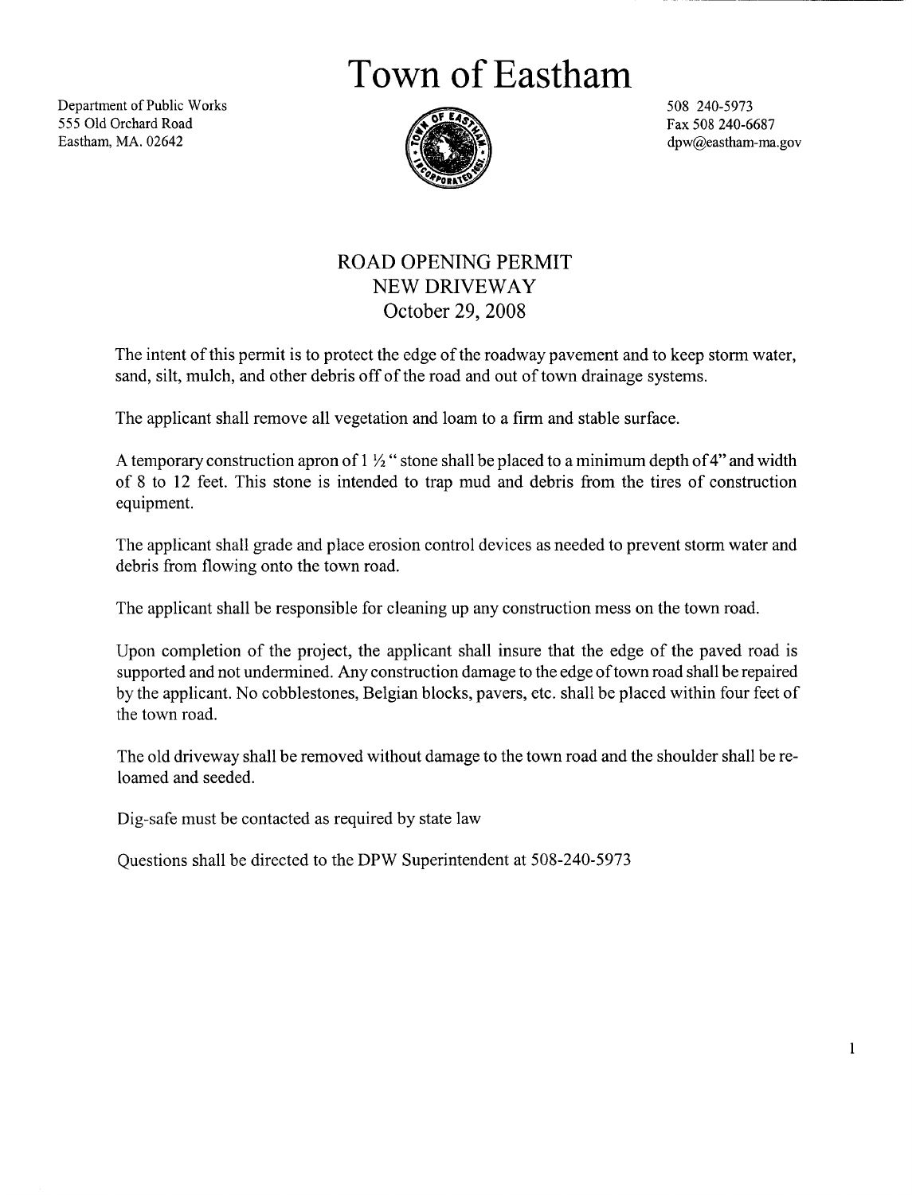# Town of Eastham

Department of Public Works
555 Old Orchard Road
Eastham, MA. 02642

508 240-5973
Fax 508 240-6687
dpw@eastham-ma.gov

## ROAD OPENING PERMIT
## NEW DRIVEWAY
## October 29, 2008

The intent of this permit is to protect the edge of the roadway pavement and to keep storm water, sand, silt, mulch, and other debris off of the road and out of town drainage systems.

The applicant shall remove all vegetation and loam to a firm and stable surface.

A temporary construction apron of 1 ½ " stone shall be placed to a minimum depth of 4" and width of 8 to 12 feet. This stone is intended to trap mud and debris from the tires of construction equipment.

The applicant shall grade and place erosion control devices as needed to prevent storm water and debris from flowing onto the town road.

The applicant shall be responsible for cleaning up any construction mess on the town road.

Upon completion of the project, the applicant shall insure that the edge of the paved road is supported and not undermined. Any construction damage to the edge of town road shall be repaired by the applicant. No cobblestones, Belgian blocks, pavers, etc. shall be placed within four feet of the town road.

The old driveway shall be removed without damage to the town road and the shoulder shall be re-loamed and seeded.

Dig-safe must be contacted as required by state law

Questions shall be directed to the DPW Superintendent at 508-240-5973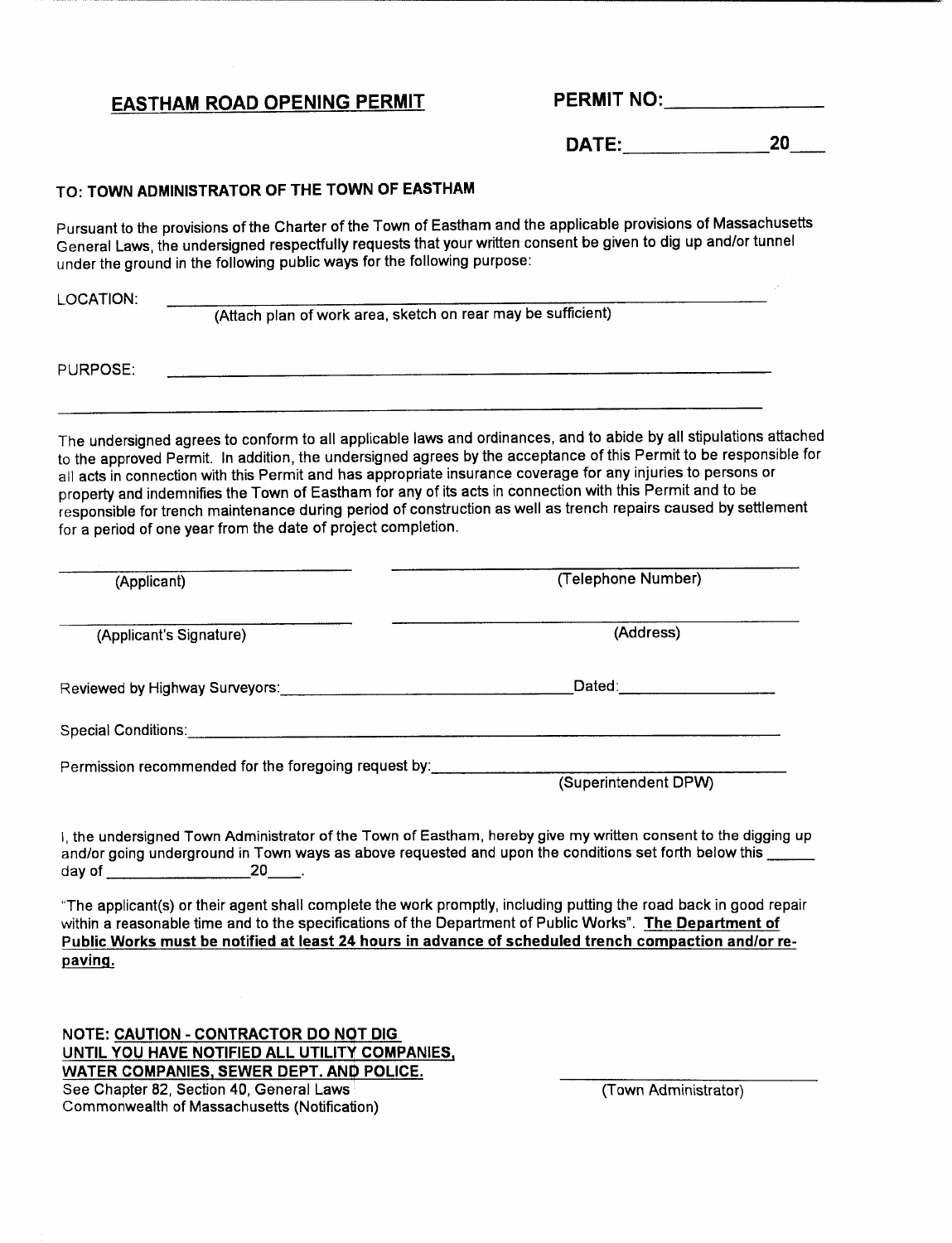## EASTHAM ROAD OPENING PERMIT

**PERMIT NO:** ______________

**DATE:** ______________ **20** ___

**TO: TOWN ADMINISTRATOR OF THE TOWN OF EASTHAM**

Pursuant to the provisions of the Charter of the Town of Eastham and the applicable provisions of Massachusetts General Laws, the undersigned respectfully requests that your written consent be given to dig up and/or tunnel under the ground in the following public ways for the following purpose:

LOCATION: ________________________________________________
(Attach plan of work area, sketch on rear may be sufficient)

PURPOSE: ________________________________________________

________________________________________________

The undersigned agrees to conform to all applicable laws and ordinances, and to abide by all stipulations attached to the approved Permit. In addition, the undersigned agrees by the acceptance of this Permit to be responsible for all acts in connection with this Permit and has appropriate insurance coverage for any injuries to persons or property and indemnifies the Town of Eastham for any of its acts in connection with this Permit and to be responsible for trench maintenance during period of construction as well as trench repairs caused by settlement for a period of one year from the date of project completion.

| | |
|---|---|
| ______________________ (Applicant) | ______________________ (Telephone Number) |
| ______________________ (Applicant's Signature) | ______________________ (Address) |

Reviewed by Highway Surveyors: ______________________ Dated: ______________

Special Conditions: ________________________________________________

Permission recommended for the foregoing request by: ______________________
(Superintendent DPW)

I, the undersigned Town Administrator of the Town of Eastham, hereby give my written consent to the digging up and/or going underground in Town ways as above requested and upon the conditions set forth below this _____ day of ______________ 20____.

"The applicant(s) or their agent shall complete the work promptly, including putting the road back in good repair within a reasonable time and to the specifications of the Department of Public Works". **The Department of Public Works must be notified at least 24 hours in advance of scheduled trench compaction and/or re-paving.**

**NOTE: CAUTION - CONTRACTOR DO NOT DIG UNTIL YOU HAVE NOTIFIED ALL UTILITY COMPANIES, WATER COMPANIES, SEWER DEPT. AND POLICE.**
See Chapter 82, Section 40, General Laws
Commonwealth of Massachusetts (Notification)

______________________
(Town Administrator)